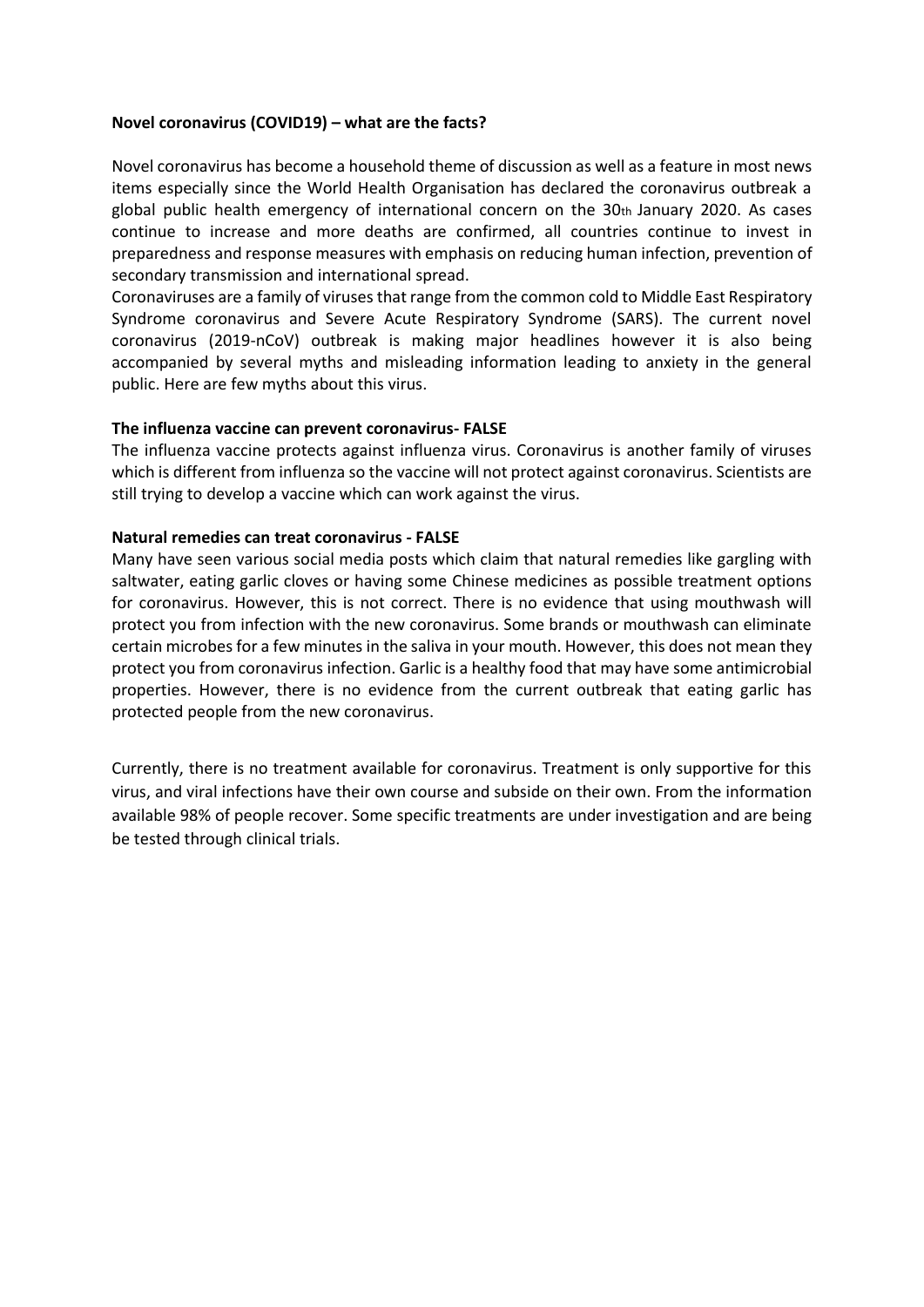**Novel coronavirus (COVID19) – what are the facts?**

Novel coronavirus has become a household theme of discussion as well as a feature in most news items especially since the World Health Organisation has declared the coronavirus outbreak a global public health emergency of international concern on the 30th January 2020. As cases continue to increase and more deaths are confirmed, all countries continue to invest in preparedness and response measures with emphasis on reducing human infection, prevention of secondary transmission and international spread.

Coronaviruses are a family of viruses that range from the common cold to Middle East Respiratory Syndrome coronavirus and Severe Acute Respiratory Syndrome (SARS). The current novel coronavirus (2019-nCoV) outbreak is making major headlines however it is also being accompanied by several myths and misleading information leading to anxiety in the general public. Here are few myths about this virus.

**The influenza vaccine can prevent coronavirus- FALSE**

The influenza vaccine protects against influenza virus. Coronavirus is another family of viruses which is different from influenza so the vaccine will not protect against coronavirus. Scientists are still trying to develop a vaccine which can work against the virus.

**Natural remedies can treat coronavirus - FALSE**

Many have seen various social media posts which claim that natural remedies like gargling with saltwater, eating garlic cloves or having some Chinese medicines as possible treatment options for coronavirus. However, this is not correct. There is no evidence that using mouthwash will protect you from infection with the new coronavirus. Some brands or mouthwash can eliminate certain microbes for a few minutes in the saliva in your mouth. However, this does not mean they protect you from coronavirus infection. Garlic is a healthy food that may have some antimicrobial properties. However, there is no evidence from the current outbreak that eating garlic has protected people from the new coronavirus.

Currently, there is no treatment available for coronavirus. Treatment is only supportive for this virus, and viral infections have their own course and subside on their own. From the information available 98% of people recover. Some specific treatments are under investigation and are being be tested through clinical trials.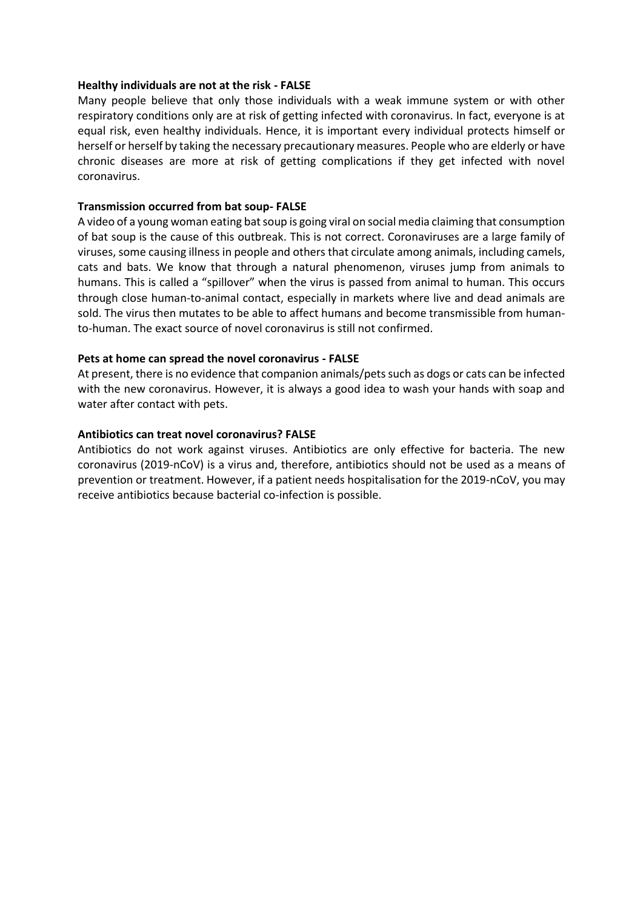**Healthy individuals are not at the risk - FALSE**

Many people believe that only those individuals with a weak immune system or with other respiratory conditions only are at risk of getting infected with coronavirus. In fact, everyone is at equal risk, even healthy individuals. Hence, it is important every individual protects himself or herself or herself by taking the necessary precautionary measures. People who are elderly or have chronic diseases are more at risk of getting complications if they get infected with novel coronavirus.

**Transmission occurred from bat soup- FALSE**

A video of a young woman eating bat soup is going viral on social media claiming that consumption of bat soup is the cause of this outbreak. This is not correct. Coronaviruses are a large family of viruses, some causing illness in people and others that circulate among animals, including camels, cats and bats. We know that through a natural phenomenon, viruses jump from animals to humans. This is called a "spillover" when the virus is passed from animal to human. This occurs through close human-to-animal contact, especially in markets where live and dead animals are sold. The virus then mutates to be able to affect humans and become transmissible from human-to-human. The exact source of novel coronavirus is still not confirmed.

**Pets at home can spread the novel coronavirus - FALSE**

At present, there is no evidence that companion animals/pets such as dogs or cats can be infected with the new coronavirus. However, it is always a good idea to wash your hands with soap and water after contact with pets.

**Antibiotics can treat novel coronavirus? FALSE**

Antibiotics do not work against viruses. Antibiotics are only effective for bacteria. The new coronavirus (2019-nCoV) is a virus and, therefore, antibiotics should not be used as a means of prevention or treatment. However, if a patient needs hospitalisation for the 2019-nCoV, you may receive antibiotics because bacterial co-infection is possible.